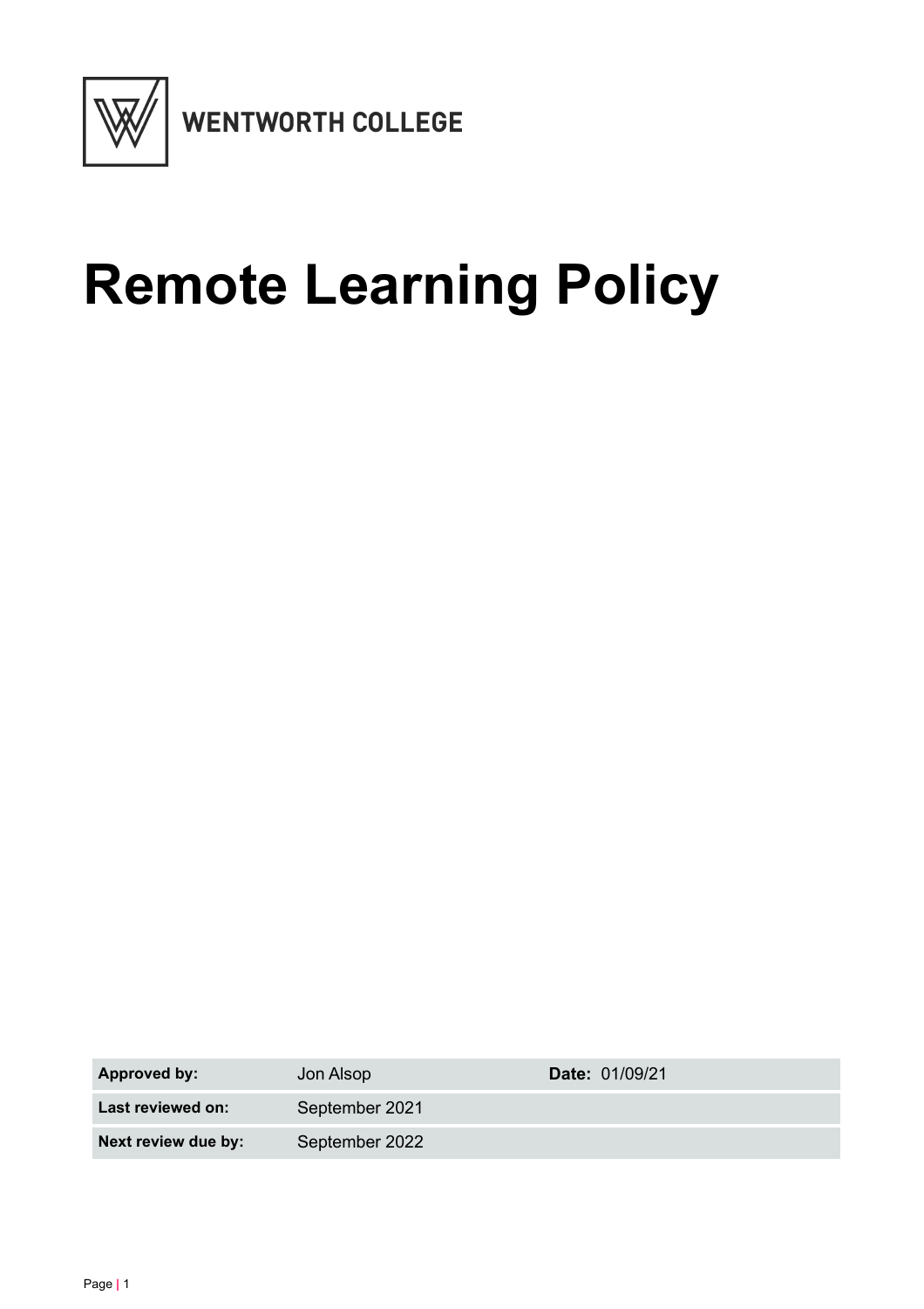WENTWORTH COLLEGE

# Remote Learning Policy

| **Approved by:** | Jon Alsop | **Date:** 01/09/21 |
| --- | --- | --- |
| **Last reviewed on:** | September 2021 | |
| **Next review due by:** | September 2022 | |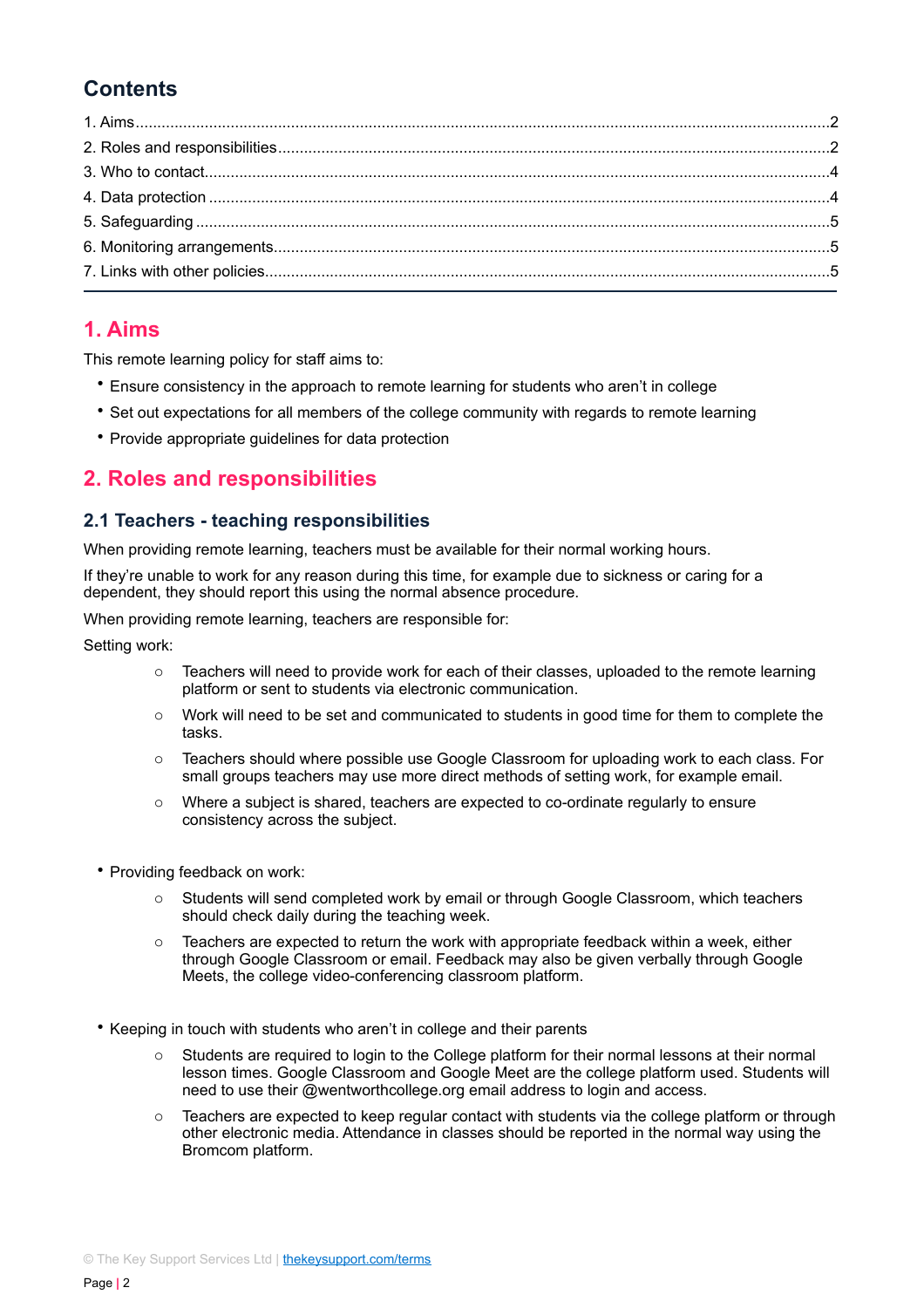## Contents

1. Aims....2
2. Roles and responsibilities....2
3. Who to contact....4
4. Data protection....4
5. Safeguarding....5
6. Monitoring arrangements....5
7. Links with other policies....5

---

## 1. Aims

This remote learning policy for staff aims to:

- Ensure consistency in the approach to remote learning for students who aren't in college
- Set out expectations for all members of the college community with regards to remote learning
- Provide appropriate guidelines for data protection

## 2. Roles and responsibilities

### 2.1 Teachers - teaching responsibilities

When providing remote learning, teachers must be available for their normal working hours.

If they're unable to work for any reason during this time, for example due to sickness or caring for a dependent, they should report this using the normal absence procedure.

When providing remote learning, teachers are responsible for:

Setting work:

- Teachers will need to provide work for each of their classes, uploaded to the remote learning platform or sent to students via electronic communication.
- Work will need to be set and communicated to students in good time for them to complete the tasks.
- Teachers should where possible use Google Classroom for uploading work to each class. For small groups teachers may use more direct methods of setting work, for example email.
- Where a subject is shared, teachers are expected to co-ordinate regularly to ensure consistency across the subject.

- Providing feedback on work:
  - Students will send completed work by email or through Google Classroom, which teachers should check daily during the teaching week.
  - Teachers are expected to return the work with appropriate feedback within a week, either through Google Classroom or email. Feedback may also be given verbally through Google Meets, the college video-conferencing classroom platform.

- Keeping in touch with students who aren't in college and their parents
  - Students are required to login to the College platform for their normal lessons at their normal lesson times. Google Classroom and Google Meet are the college platform used. Students will need to use their @wentworthcollege.org email address to login and access.
  - Teachers are expected to keep regular contact with students via the college platform or through other electronic media. Attendance in classes should be reported in the normal way using the Bromcom platform.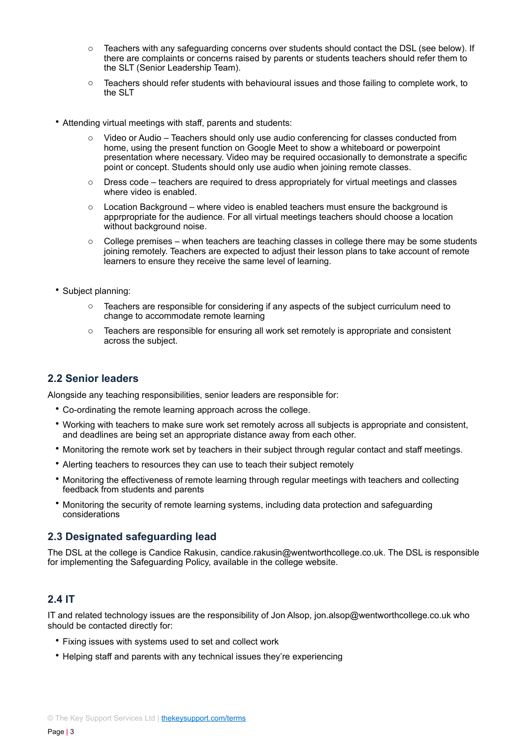- Teachers with any safeguarding concerns over students should contact the DSL (see below). If there are complaints or concerns raised by parents or students teachers should refer them to the SLT (Senior Leadership Team).
  - Teachers should refer students with behavioural issues and those failing to complete work, to the SLT

- Attending virtual meetings with staff, parents and students:
  - Video or Audio – Teachers should only use audio conferencing for classes conducted from home, using the present function on Google Meet to show a whiteboard or powerpoint presentation where necessary. Video may be required occasionally to demonstrate a specific point or concept. Students should only use audio when joining remote classes.
  - Dress code – teachers are required to dress appropriately for virtual meetings and classes where video is enabled.
  - Location Background – where video is enabled teachers must ensure the background is apprpropriate for the audience. For all virtual meetings teachers should choose a location without background noise.
  - College premises – when teachers are teaching classes in college there may be some students joining remotely. Teachers are expected to adjust their lesson plans to take account of remote learners to ensure they receive the same level of learning.

- Subject planning:
  - Teachers are responsible for considering if any aspects of the subject curriculum need to change to accommodate remote learning
  - Teachers are responsible for ensuring all work set remotely is appropriate and consistent across the subject.

### 2.2 Senior leaders

Alongside any teaching responsibilities, senior leaders are responsible for:

- Co-ordinating the remote learning approach across the college.
- Working with teachers to make sure work set remotely across all subjects is appropriate and consistent, and deadlines are being set an appropriate distance away from each other.
- Monitoring the remote work set by teachers in their subject through regular contact and staff meetings.
- Alerting teachers to resources they can use to teach their subject remotely
- Monitoring the effectiveness of remote learning through regular meetings with teachers and collecting feedback from students and parents
- Monitoring the security of remote learning systems, including data protection and safeguarding considerations

### 2.3 Designated safeguarding lead

The DSL at the college is Candice Rakusin, candice.rakusin@wentworthcollege.co.uk. The DSL is responsible for implementing the Safeguarding Policy, available in the college website.

### 2.4 IT

IT and related technology issues are the responsibility of Jon Alsop, jon.alsop@wentworthcollege.co.uk who should be contacted directly for:

- Fixing issues with systems used to set and collect work
- Helping staff and parents with any technical issues they're experiencing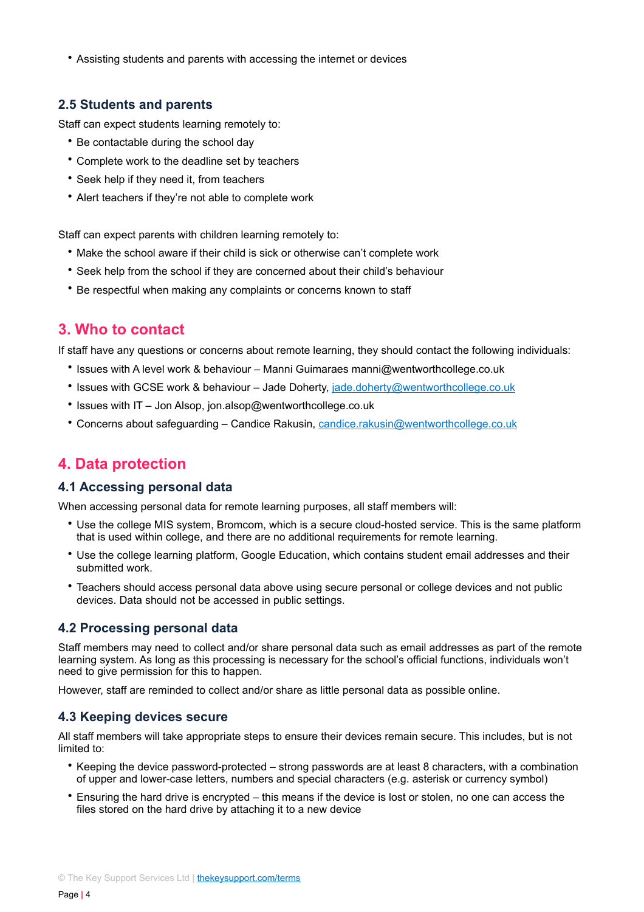- Assisting students and parents with accessing the internet or devices

### 2.5 Students and parents

Staff can expect students learning remotely to:

- Be contactable during the school day
- Complete work to the deadline set by teachers
- Seek help if they need it, from teachers
- Alert teachers if they're not able to complete work

Staff can expect parents with children learning remotely to:

- Make the school aware if their child is sick or otherwise can't complete work
- Seek help from the school if they are concerned about their child's behaviour
- Be respectful when making any complaints or concerns known to staff

## 3. Who to contact

If staff have any questions or concerns about remote learning, they should contact the following individuals:

- Issues with A level work & behaviour – Manni Guimaraes manni@wentworthcollege.co.uk
- Issues with GCSE work & behaviour – Jade Doherty, jade.doherty@wentworthcollege.co.uk
- Issues with IT – Jon Alsop, jon.alsop@wentworthcollege.co.uk
- Concerns about safeguarding – Candice Rakusin, candice.rakusin@wentworthcollege.co.uk

## 4. Data protection

### 4.1 Accessing personal data

When accessing personal data for remote learning purposes, all staff members will:

- Use the college MIS system, Bromcom, which is a secure cloud-hosted service. This is the same platform that is used within college, and there are no additional requirements for remote learning.
- Use the college learning platform, Google Education, which contains student email addresses and their submitted work.
- Teachers should access personal data above using secure personal or college devices and not public devices. Data should not be accessed in public settings.

### 4.2 Processing personal data

Staff members may need to collect and/or share personal data such as email addresses as part of the remote learning system. As long as this processing is necessary for the school's official functions, individuals won't need to give permission for this to happen.

However, staff are reminded to collect and/or share as little personal data as possible online.

### 4.3 Keeping devices secure

All staff members will take appropriate steps to ensure their devices remain secure. This includes, but is not limited to:

- Keeping the device password-protected – strong passwords are at least 8 characters, with a combination of upper and lower-case letters, numbers and special characters (e.g. asterisk or currency symbol)
- Ensuring the hard drive is encrypted – this means if the device is lost or stolen, no one can access the files stored on the hard drive by attaching it to a new device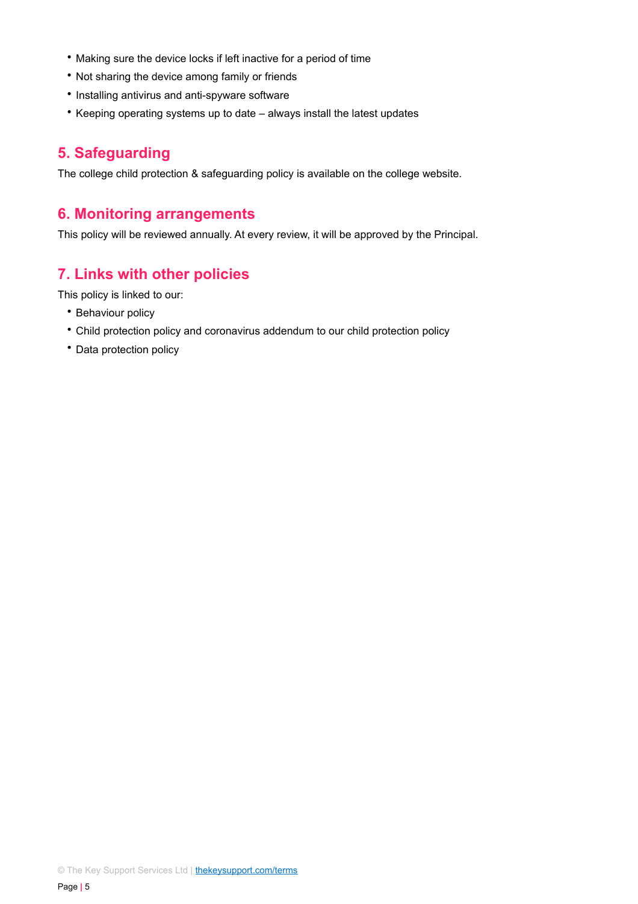- Making sure the device locks if left inactive for a period of time
- Not sharing the device among family or friends
- Installing antivirus and anti-spyware software
- Keeping operating systems up to date – always install the latest updates

## 5. Safeguarding

The college child protection & safeguarding policy is available on the college website.

## 6. Monitoring arrangements

This policy will be reviewed annually. At every review, it will be approved by the Principal.

## 7. Links with other policies

This policy is linked to our:

- Behaviour policy
- Child protection policy and coronavirus addendum to our child protection policy
- Data protection policy